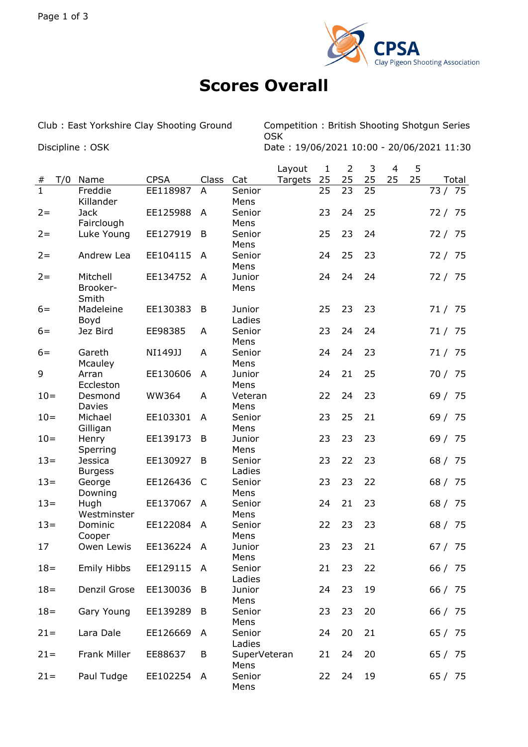# Scores Overall

Club : East Yorkshire Clay Shooting Ground

Discipline : OSK

Competition : British Shooting Shotgun Series OSK

Date : 19/06/2021 10:00 - 20/06/2021 11:30

| # | T/0 | Name | CPSA | Class | Cat | Layout Targets | 1 25 | 2 25 | 3 25 | 4 25 | 5 25 | Total |
|---|---|---|---|---|---|---|---|---|---|---|---|---|
| 1 | | Freddie Killander | EE118987 | A | Senior Mens | | 25 | 23 | 25 | | | 73 / 75 |
| 2= | | Jack Fairclough | EE125988 | A | Senior Mens | | 23 | 24 | 25 | | | 72 / 75 |
| 2= | | Luke Young | EE127919 | B | Senior Mens | | 25 | 23 | 24 | | | 72 / 75 |
| 2= | | Andrew Lea | EE104115 | A | Senior Mens | | 24 | 25 | 23 | | | 72 / 75 |
| 2= | | Mitchell Brooker-Smith | EE134752 | A | Junior Mens | | 24 | 24 | 24 | | | 72 / 75 |
| 6= | | Madeleine Boyd | EE130383 | B | Junior Ladies | | 25 | 23 | 23 | | | 71 / 75 |
| 6= | | Jez Bird | EE98385 | A | Senior Mens | | 23 | 24 | 24 | | | 71 / 75 |
| 6= | | Gareth Mcauley | NI149JJ | A | Senior Mens | | 24 | 24 | 23 | | | 71 / 75 |
| 9 | | Arran Eccleston | EE130606 | A | Junior Mens | | 24 | 21 | 25 | | | 70 / 75 |
| 10= | | Desmond Davies | WW364 | A | Veteran Mens | | 22 | 24 | 23 | | | 69 / 75 |
| 10= | | Michael Gilligan | EE103301 | A | Senior Mens | | 23 | 25 | 21 | | | 69 / 75 |
| 10= | | Henry Sperring | EE139173 | B | Junior Mens | | 23 | 23 | 23 | | | 69 / 75 |
| 13= | | Jessica Burgess | EE130927 | B | Senior Ladies | | 23 | 22 | 23 | | | 68 / 75 |
| 13= | | George Downing | EE126436 | C | Senior Mens | | 23 | 23 | 22 | | | 68 / 75 |
| 13= | | Hugh Westminster | EE137067 | A | Senior Mens | | 24 | 21 | 23 | | | 68 / 75 |
| 13= | | Dominic Cooper | EE122084 | A | Senior Mens | | 22 | 23 | 23 | | | 68 / 75 |
| 17 | | Owen Lewis | EE136224 | A | Junior Mens | | 23 | 23 | 21 | | | 67 / 75 |
| 18= | | Emily Hibbs | EE129115 | A | Senior Ladies | | 21 | 23 | 22 | | | 66 / 75 |
| 18= | | Denzil Grose | EE130036 | B | Junior Mens | | 24 | 23 | 19 | | | 66 / 75 |
| 18= | | Gary Young | EE139289 | B | Senior Mens | | 23 | 23 | 20 | | | 66 / 75 |
| 21= | | Lara Dale | EE126669 | A | Senior Ladies | | 24 | 20 | 21 | | | 65 / 75 |
| 21= | | Frank Miller | EE88637 | B | SuperVeteran Mens | | 21 | 24 | 20 | | | 65 / 75 |
| 21= | | Paul Tudge | EE102254 | A | Senior Mens | | 22 | 24 | 19 | | | 65 / 75 |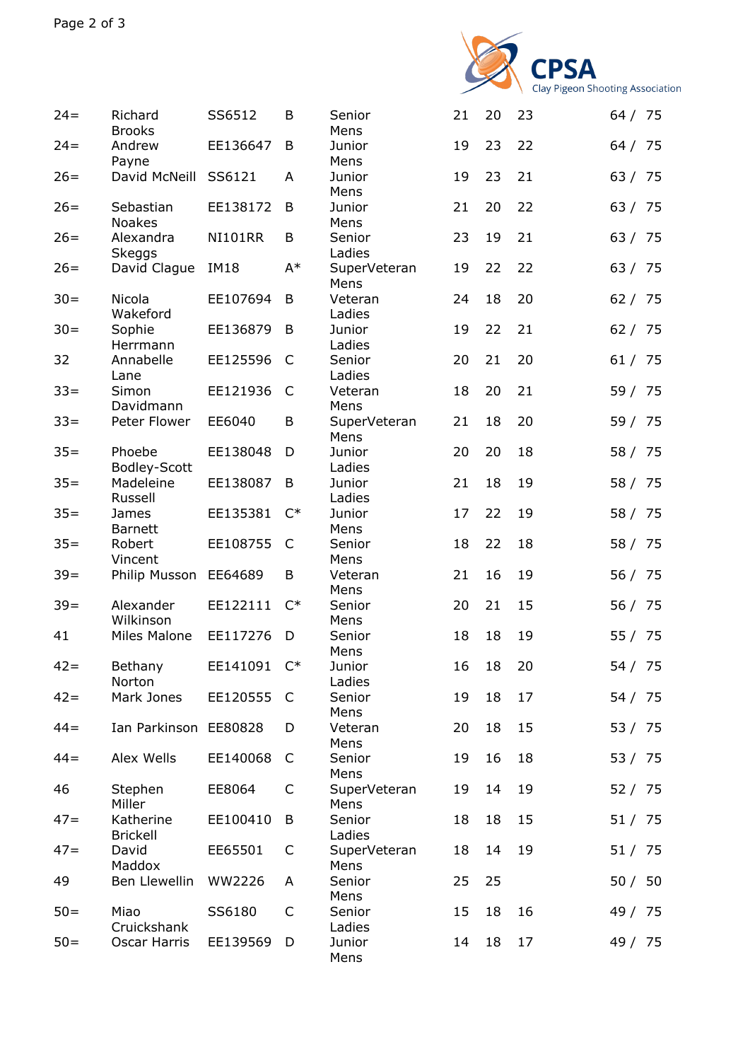| | | | | | | | | |
|---|---|---|---|---|---|---|---|---|
| 24= | Richard Brooks | SS6512 | B | Senior Mens | 21 | 20 | 23 | 64 / 75 |
| 24= | Andrew Payne | EE136647 | B | Junior Mens | 19 | 23 | 22 | 64 / 75 |
| 26= | David McNeill | SS6121 | A | Junior Mens | 19 | 23 | 21 | 63 / 75 |
| 26= | Sebastian Noakes | EE138172 | B | Junior Mens | 21 | 20 | 22 | 63 / 75 |
| 26= | Alexandra Skeggs | NI101RR | B | Senior Ladies | 23 | 19 | 21 | 63 / 75 |
| 26= | David Clague | IM18 | A* | SuperVeteran Mens | 19 | 22 | 22 | 63 / 75 |
| 30= | Nicola Wakeford | EE107694 | B | Veteran Ladies | 24 | 18 | 20 | 62 / 75 |
| 30= | Sophie Herrmann | EE136879 | B | Junior Ladies | 19 | 22 | 21 | 62 / 75 |
| 32 | Annabelle Lane | EE125596 | C | Senior Ladies | 20 | 21 | 20 | 61 / 75 |
| 33= | Simon Davidmann | EE121936 | C | Veteran Mens | 18 | 20 | 21 | 59 / 75 |
| 33= | Peter Flower | EE6040 | B | SuperVeteran Mens | 21 | 18 | 20 | 59 / 75 |
| 35= | Phoebe Bodley-Scott | EE138048 | D | Junior Ladies | 20 | 20 | 18 | 58 / 75 |
| 35= | Madeleine Russell | EE138087 | B | Junior Ladies | 21 | 18 | 19 | 58 / 75 |
| 35= | James Barnett | EE135381 | C* | Junior Mens | 17 | 22 | 19 | 58 / 75 |
| 35= | Robert Vincent | EE108755 | C | Senior Mens | 18 | 22 | 18 | 58 / 75 |
| 39= | Philip Musson | EE64689 | B | Veteran Mens | 21 | 16 | 19 | 56 / 75 |
| 39= | Alexander Wilkinson | EE122111 | C* | Senior Mens | 20 | 21 | 15 | 56 / 75 |
| 41 | Miles Malone | EE117276 | D | Senior Mens | 18 | 18 | 19 | 55 / 75 |
| 42= | Bethany Norton | EE141091 | C* | Junior Ladies | 16 | 18 | 20 | 54 / 75 |
| 42= | Mark Jones | EE120555 | C | Senior Mens | 19 | 18 | 17 | 54 / 75 |
| 44= | Ian Parkinson | EE80828 | D | Veteran Mens | 20 | 18 | 15 | 53 / 75 |
| 44= | Alex Wells | EE140068 | C | Senior Mens | 19 | 16 | 18 | 53 / 75 |
| 46 | Stephen Miller | EE8064 | C | SuperVeteran Mens | 19 | 14 | 19 | 52 / 75 |
| 47= | Katherine Brickell | EE100410 | B | Senior Ladies | 18 | 18 | 15 | 51 / 75 |
| 47= | David Maddox | EE65501 | C | SuperVeteran Mens | 18 | 14 | 19 | 51 / 75 |
| 49 | Ben Llewellin | WW2226 | A | Senior Mens | 25 | 25 | | 50 / 50 |
| 50= | Miao Cruickshank | SS6180 | C | Senior Ladies | 15 | 18 | 16 | 49 / 75 |
| 50= | Oscar Harris | EE139569 | D | Junior Mens | 14 | 18 | 17 | 49 / 75 |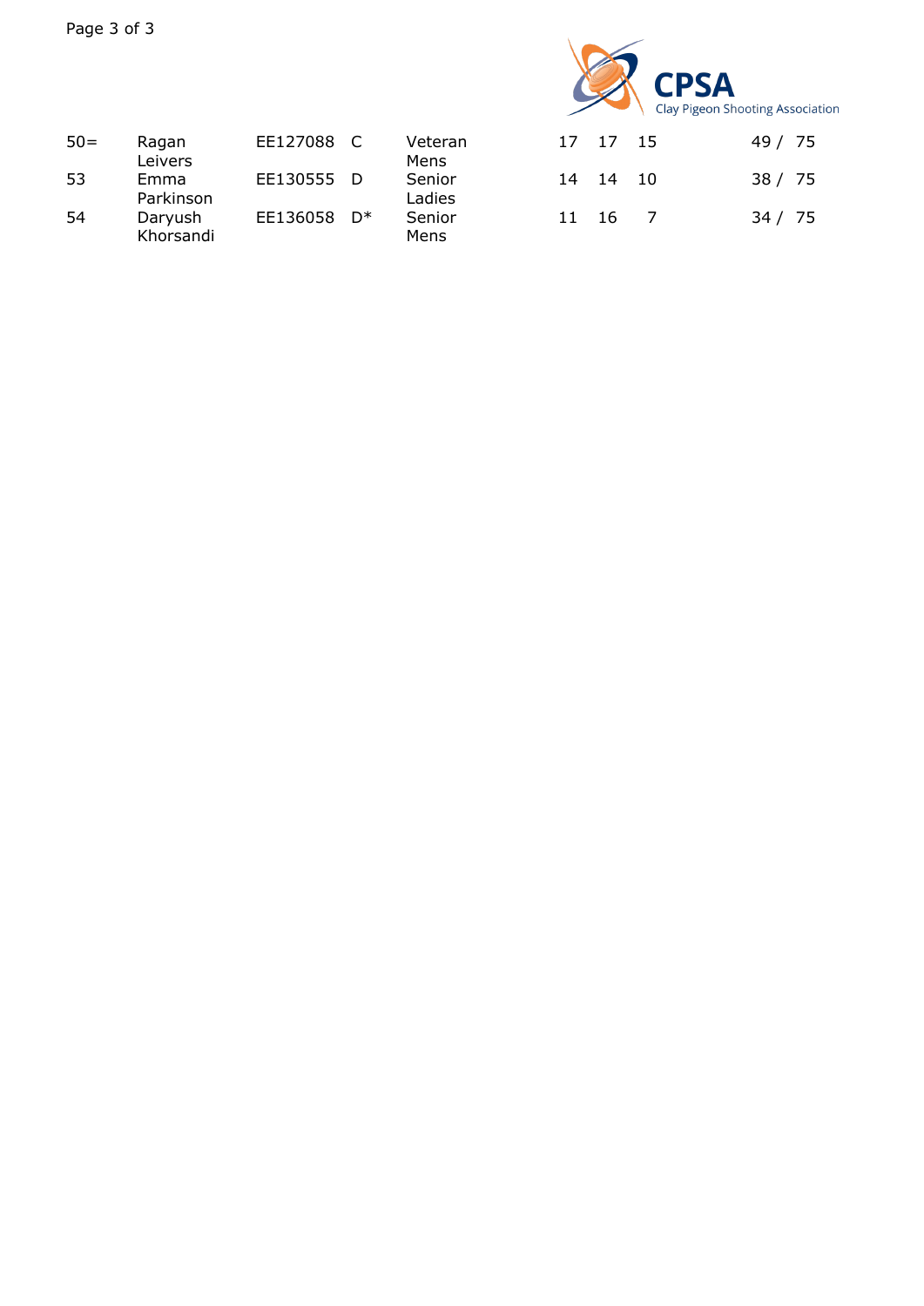| | | | | | | | | |
|---|---|---|---|---|---|---|---|---|
| 50= | Ragan Leivers | EE127088 | C | Veteran Mens | 17 | 17 | 15 | 49 / 75 |
| 53 | Emma Parkinson | EE130555 | D | Senior Ladies | 14 | 14 | 10 | 38 / 75 |
| 54 | Daryush Khorsandi | EE136058 | D* | Senior Mens | 11 | 16 | 7 | 34 / 75 |